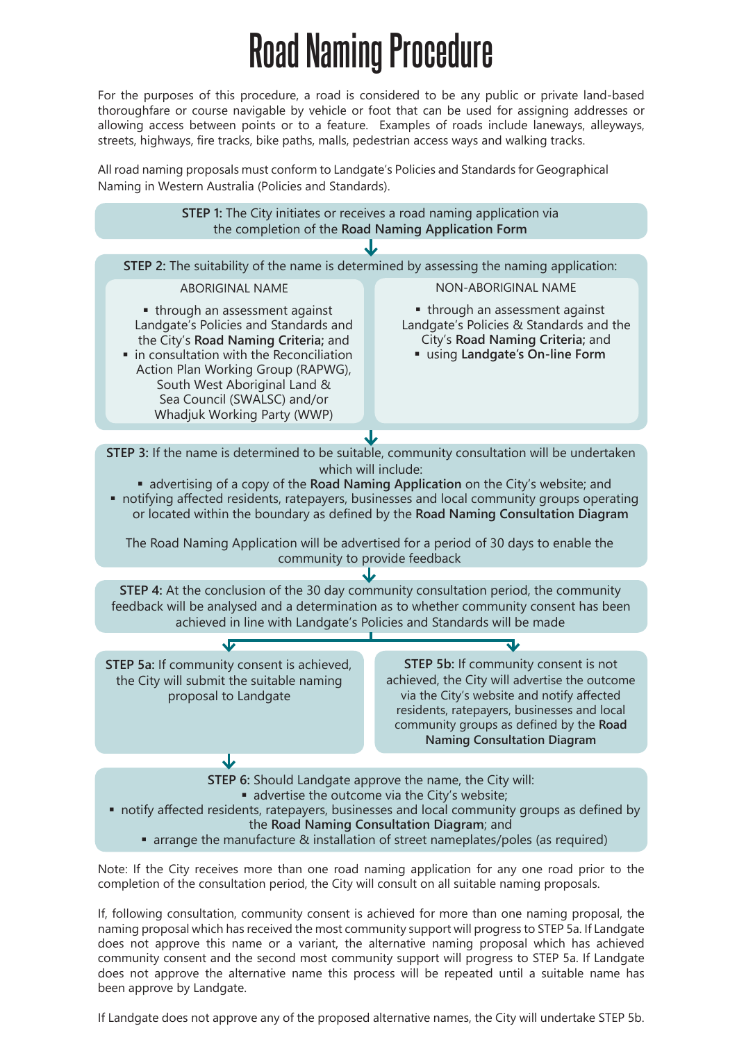# Road Naming Procedure

For the purposes of this procedure, a road is considered to be any public or private land-based thoroughfare or course navigable by vehicle or foot that can be used for assigning addresses or allowing access between points or to a feature. Examples of roads include laneways, alleyways, streets, highways, fire tracks, bike paths, malls, pedestrian access ways and walking tracks.

All road naming proposals must conform to Landgate's Policies and Standards for Geographical Naming in Western Australia (Policies and Standards).

**STEP 1:** The City initiates or receives a road naming application via the completion of the **Road Naming Application Form**

**STEP 2:** The suitability of the name is determined by assessing the naming application:

ABORIGINAL NAME

- through an assessment against Landgate's Policies and Standards and the City's **Road Naming Criteria;** and
- in consultation with the Reconciliation Action Plan Working Group (RAPWG), South West Aboriginal Land & Sea Council (SWALSC) and/or Whadjuk Working Party (WWP)

NON-ABORIGINAL NAME

- through an assessment against Landgate's Policies & Standards and the City's **Road Naming Criteria;** and
- using **Landgate's On-line Form**

**STEP 3:** If the name is determined to be suitable, community consultation will be undertaken which will include:

- advertising of a copy of the **Road Naming Application** on the City's website; and
- notifying affected residents, ratepayers, businesses and local community groups operating or located within the boundary as defined by the **Road Naming Consultation Diagram**

The Road Naming Application will be advertised for a period of 30 days to enable the community to provide feedback

**STEP 4:** At the conclusion of the 30 day community consultation period, the community feedback will be analysed and a determination as to whether community consent has been achieved in line with Landgate's Policies and Standards will be made

**STEP 5a:** If community consent is achieved, the City will submit the suitable naming proposal to Landgate

**STEP 5b:** If community consent is not achieved, the City will advertise the outcome via the City's website and notify affected residents, ratepayers, businesses and local community groups as defined by the **Road Naming Consultation Diagram**

**STEP 6:** Should Landgate approve the name, the City will:

- advertise the outcome via the City's website;
- notify affected residents, ratepayers, businesses and local community groups as defined by the **Road Naming Consultation Diagram**; and
- arrange the manufacture & installation of street nameplates/poles (as required)

Note: If the City receives more than one road naming application for any one road prior to the completion of the consultation period, the City will consult on all suitable naming proposals.

If, following consultation, community consent is achieved for more than one naming proposal, the naming proposal which has received the most community support will progress to STEP 5a. If Landgate does not approve this name or a variant, the alternative naming proposal which has achieved community consent and the second most community support will progress to STEP 5a. If Landgate does not approve the alternative name this process will be repeated until a suitable name has been approve by Landgate.

If Landgate does not approve any of the proposed alternative names, the City will undertake STEP 5b.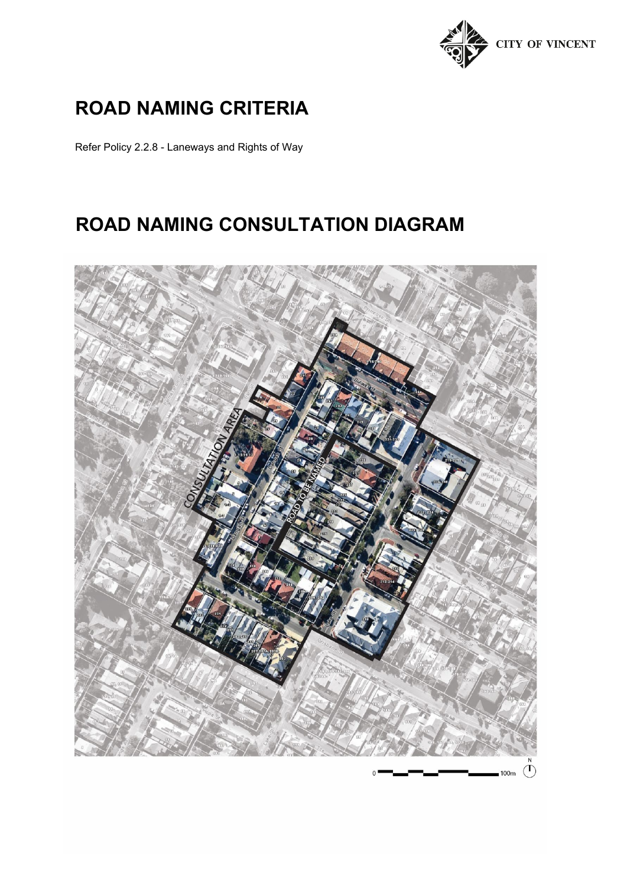# ROAD NAMING CRITERIA

Refer Policy 2.2.8 - Laneways and Rights of Way

# ROAD NAMING CONSULTATION DIAGRAM

CONSULTATION AREA

ROAD TO BE NAMED

0 100m

N